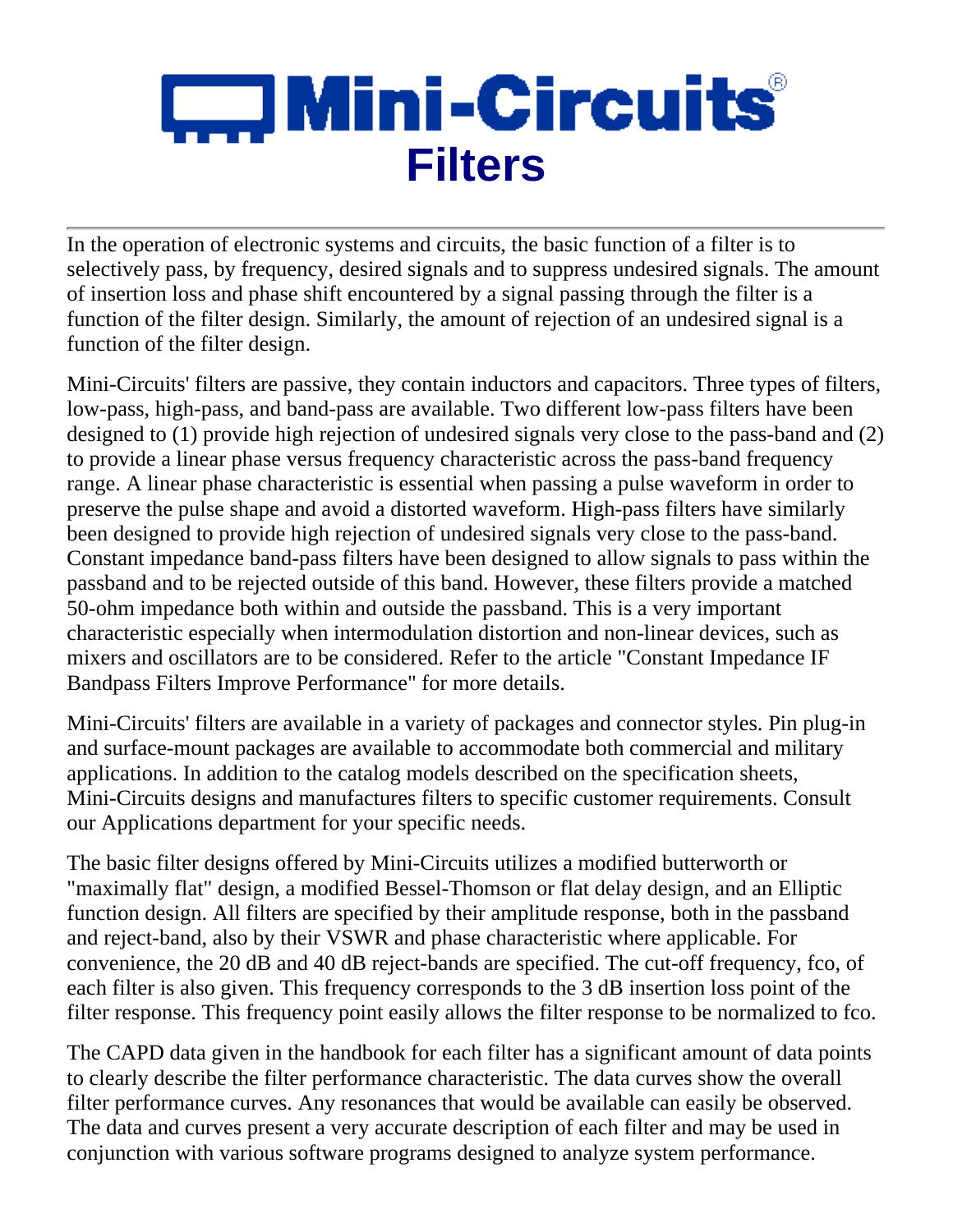# Mini-Circuits

## Filters

In the operation of electronic systems and circuits, the basic function of a filter is to selectively pass, by frequency, desired signals and to suppress undesired signals. The amount of insertion loss and phase shift encountered by a signal passing through the filter is a function of the filter design. Similarly, the amount of rejection of an undesired signal is a function of the filter design.

Mini-Circuits' filters are passive, they contain inductors and capacitors. Three types of filters, low-pass, high-pass, and band-pass are available. Two different low-pass filters have been designed to (1) provide high rejection of undesired signals very close to the pass-band and (2) to provide a linear phase versus frequency characteristic across the pass-band frequency range. A linear phase characteristic is essential when passing a pulse waveform in order to preserve the pulse shape and avoid a distorted waveform. High-pass filters have similarly been designed to provide high rejection of undesired signals very close to the pass-band. Constant impedance band-pass filters have been designed to allow signals to pass within the passband and to be rejected outside of this band. However, these filters provide a matched 50-ohm impedance both within and outside the passband. This is a very important characteristic especially when intermodulation distortion and non-linear devices, such as mixers and oscillators are to be considered. Refer to the article "Constant Impedance IF Bandpass Filters Improve Performance" for more details.

Mini-Circuits' filters are available in a variety of packages and connector styles. Pin plug-in and surface-mount packages are available to accommodate both commercial and military applications. In addition to the catalog models described on the specification sheets, Mini-Circuits designs and manufactures filters to specific customer requirements. Consult our Applications department for your specific needs.

The basic filter designs offered by Mini-Circuits utilizes a modified butterworth or "maximally flat" design, a modified Bessel-Thomson or flat delay design, and an Elliptic function design. All filters are specified by their amplitude response, both in the passband and reject-band, also by their VSWR and phase characteristic where applicable. For convenience, the 20 dB and 40 dB reject-bands are specified. The cut-off frequency, fco, of each filter is also given. This frequency corresponds to the 3 dB insertion loss point of the filter response. This frequency point easily allows the filter response to be normalized to fco.

The CAPD data given in the handbook for each filter has a significant amount of data points to clearly describe the filter performance characteristic. The data curves show the overall filter performance curves. Any resonances that would be available can easily be observed. The data and curves present a very accurate description of each filter and may be used in conjunction with various software programs designed to analyze system performance.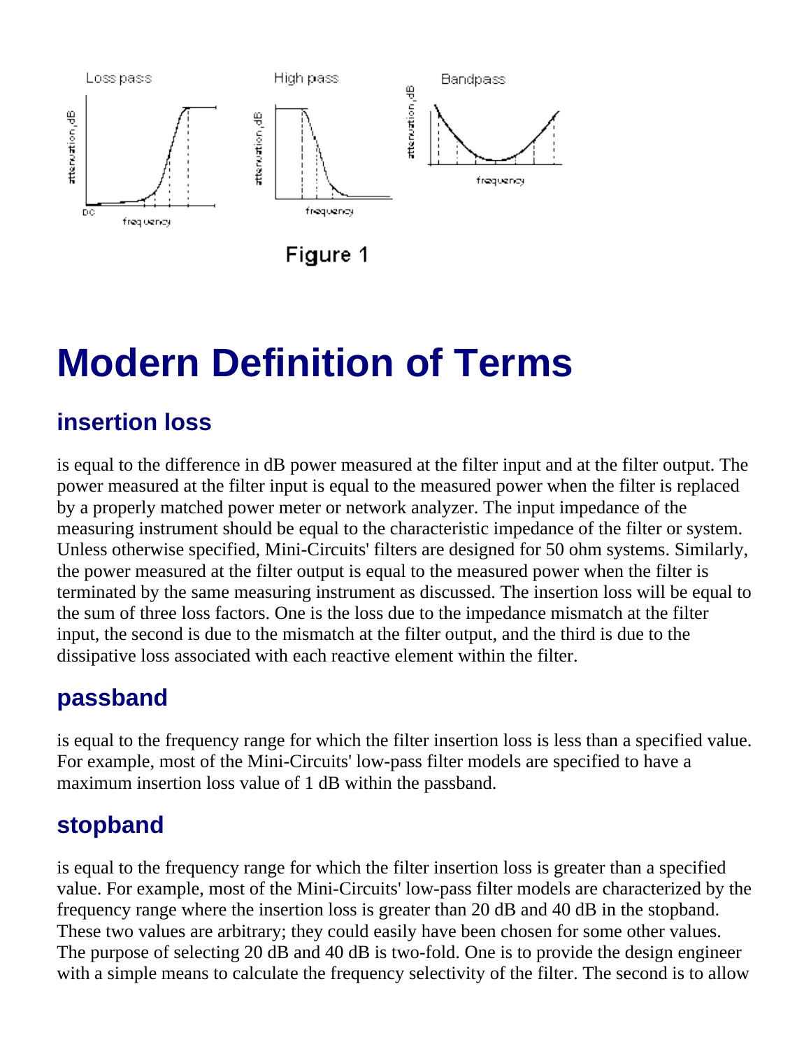Figure 1

# Modern Definition of Terms

## insertion loss

is equal to the difference in dB power measured at the filter input and at the filter output. The power measured at the filter input is equal to the measured power when the filter is replaced by a properly matched power meter or network analyzer. The input impedance of the measuring instrument should be equal to the characteristic impedance of the filter or system. Unless otherwise specified, Mini-Circuits' filters are designed for 50 ohm systems. Similarly, the power measured at the filter output is equal to the measured power when the filter is terminated by the same measuring instrument as discussed. The insertion loss will be equal to the sum of three loss factors. One is the loss due to the impedance mismatch at the filter input, the second is due to the mismatch at the filter output, and the third is due to the dissipative loss associated with each reactive element within the filter.

## passband

is equal to the frequency range for which the filter insertion loss is less than a specified value. For example, most of the Mini-Circuits' low-pass filter models are specified to have a maximum insertion loss value of 1 dB within the passband.

## stopband

is equal to the frequency range for which the filter insertion loss is greater than a specified value. For example, most of the Mini-Circuits' low-pass filter models are characterized by the frequency range where the insertion loss is greater than 20 dB and 40 dB in the stopband. These two values are arbitrary; they could easily have been chosen for some other values. The purpose of selecting 20 dB and 40 dB is two-fold. One is to provide the design engineer with a simple means to calculate the frequency selectivity of the filter. The second is to allow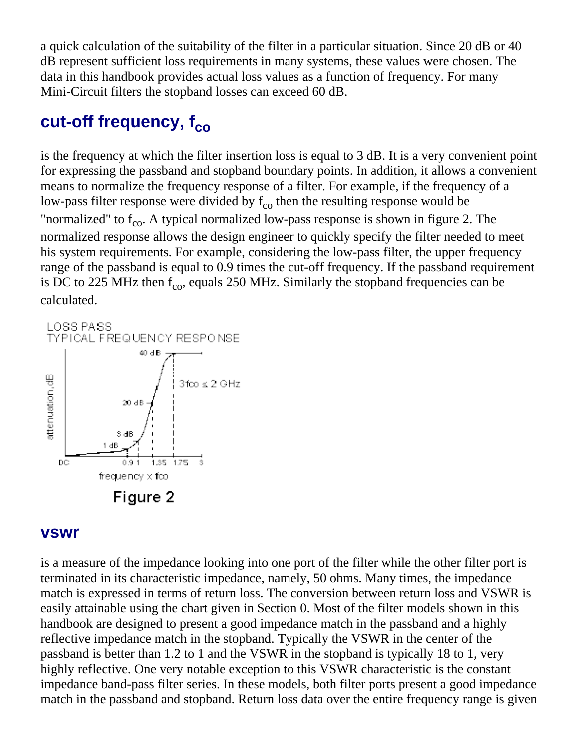a quick calculation of the suitability of the filter in a particular situation. Since 20 dB or 40 dB represent sufficient loss requirements in many systems, these values were chosen. The data in this handbook provides actual loss values as a function of frequency. For many Mini-Circuit filters the stopband losses can exceed 60 dB.

## cut-off frequency, $f_{co}$

is the frequency at which the filter insertion loss is equal to 3 dB. It is a very convenient point for expressing the passband and stopband boundary points. In addition, it allows a convenient means to normalize the frequency response of a filter. For example, if the frequency of a low-pass filter response were divided by $f_{co}$ then the resulting response would be "normalized" to $f_{co}$. A typical normalized low-pass response is shown in figure 2. The normalized response allows the design engineer to quickly specify the filter needed to meet his system requirements. For example, considering the low-pass filter, the upper frequency range of the passband is equal to 0.9 times the cut-off frequency. If the passband requirement is DC to 225 MHz then $f_{co}$, equals 250 MHz. Similarly the stopband frequencies can be calculated.

LOSS PASS
TYPICAL FREQUENCY RESPONSE

Figure 2

## vswr

is a measure of the impedance looking into one port of the filter while the other filter port is terminated in its characteristic impedance, namely, 50 ohms. Many times, the impedance match is expressed in terms of return loss. The conversion between return loss and VSWR is easily attainable using the chart given in Section 0. Most of the filter models shown in this handbook are designed to present a good impedance match in the passband and a highly reflective impedance match in the stopband. Typically the VSWR in the center of the passband is better than 1.2 to 1 and the VSWR in the stopband is typically 18 to 1, very highly reflective. One very notable exception to this VSWR characteristic is the constant impedance band-pass filter series. In these models, both filter ports present a good impedance match in the passband and stopband. Return loss data over the entire frequency range is given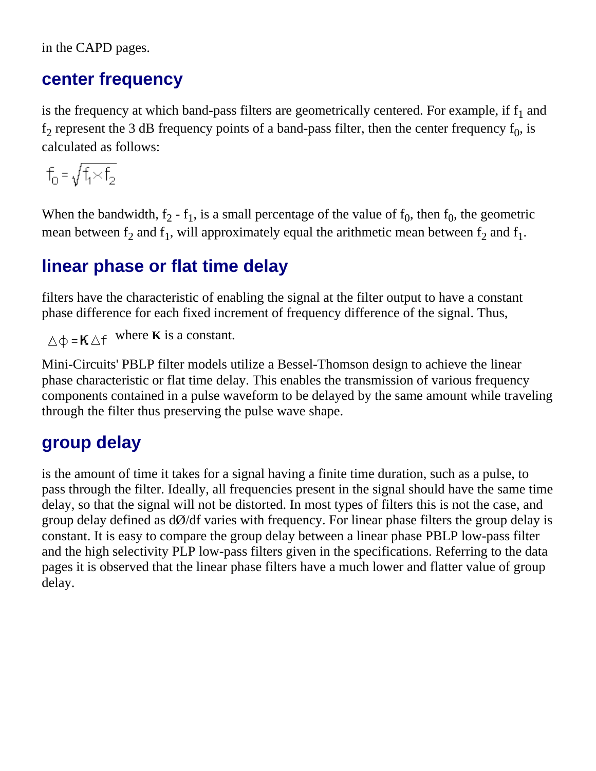in the CAPD pages.

## center frequency

is the frequency at which band-pass filters are geometrically centered. For example, if $f_1$ and $f_2$ represent the 3 dB frequency points of a band-pass filter, then the center frequency $f_0$, is calculated as follows:

$$f_0 = \sqrt{f_1 \times f_2}$$

When the bandwidth, $f_2 - f_1$, is a small percentage of the value of $f_0$, then $f_0$, the geometric mean between $f_2$ and $f_1$, will approximately equal the arithmetic mean between $f_2$ and $f_1$.

## linear phase or flat time delay

filters have the characteristic of enabling the signal at the filter output to have a constant phase difference for each fixed increment of frequency difference of the signal. Thus,

$\Delta\phi = \mathbf{K}\Delta f$ where **K** is a constant.

Mini-Circuits' PBLP filter models utilize a Bessel-Thomson design to achieve the linear phase characteristic or flat time delay. This enables the transmission of various frequency components contained in a pulse waveform to be delayed by the same amount while traveling through the filter thus preserving the pulse wave shape.

## group delay

is the amount of time it takes for a signal having a finite time duration, such as a pulse, to pass through the filter. Ideally, all frequencies present in the signal should have the same time delay, so that the signal will not be distorted. In most types of filters this is not the case, and group delay defined as $d\text{Ø}/df$ varies with frequency. For linear phase filters the group delay is constant. It is easy to compare the group delay between a linear phase PBLP low-pass filter and the high selectivity PLP low-pass filters given in the specifications. Referring to the data pages it is observed that the linear phase filters have a much lower and flatter value of group delay.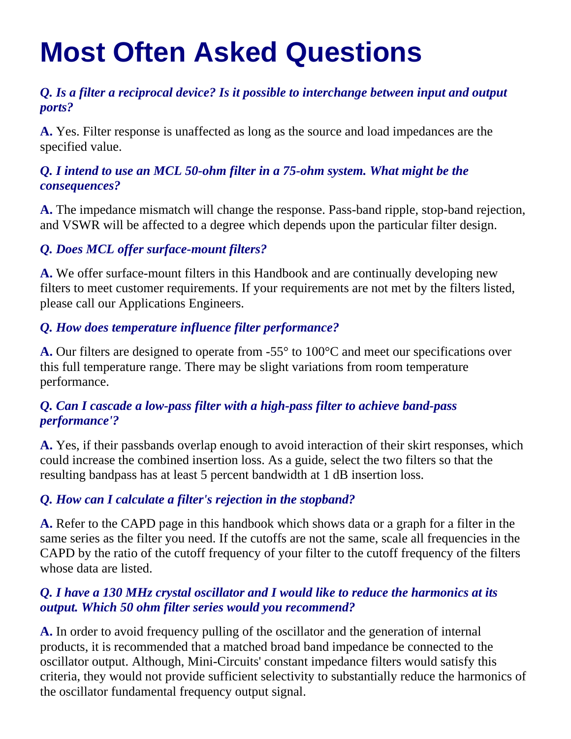# Most Often Asked Questions

***Q. Is a filter a reciprocal device? Is it possible to interchange between input and output ports?***

**A.** Yes. Filter response is unaffected as long as the source and load impedances are the specified value.

***Q. I intend to use an MCL 50-ohm filter in a 75-ohm system. What might be the consequences?***

**A.** The impedance mismatch will change the response. Pass-band ripple, stop-band rejection, and VSWR will be affected to a degree which depends upon the particular filter design.

***Q. Does MCL offer surface-mount filters?***

**A.** We offer surface-mount filters in this Handbook and are continually developing new filters to meet customer requirements. If your requirements are not met by the filters listed, please call our Applications Engineers.

***Q. How does temperature influence filter performance?***

**A.** Our filters are designed to operate from -55° to 100°C and meet our specifications over this full temperature range. There may be slight variations from room temperature performance.

***Q. Can I cascade a low-pass filter with a high-pass filter to achieve band-pass performance'?***

**A.** Yes, if their passbands overlap enough to avoid interaction of their skirt responses, which could increase the combined insertion loss. As a guide, select the two filters so that the resulting bandpass has at least 5 percent bandwidth at 1 dB insertion loss.

***Q. How can I calculate a filter's rejection in the stopband?***

**A.** Refer to the CAPD page in this handbook which shows data or a graph for a filter in the same series as the filter you need. If the cutoffs are not the same, scale all frequencies in the CAPD by the ratio of the cutoff frequency of your filter to the cutoff frequency of the filters whose data are listed.

***Q. I have a 130 MHz crystal oscillator and I would like to reduce the harmonics at its output. Which 50 ohm filter series would you recommend?***

**A.** In order to avoid frequency pulling of the oscillator and the generation of internal products, it is recommended that a matched broad band impedance be connected to the oscillator output. Although, Mini-Circuits' constant impedance filters would satisfy this criteria, they would not provide sufficient selectivity to substantially reduce the harmonics of the oscillator fundamental frequency output signal.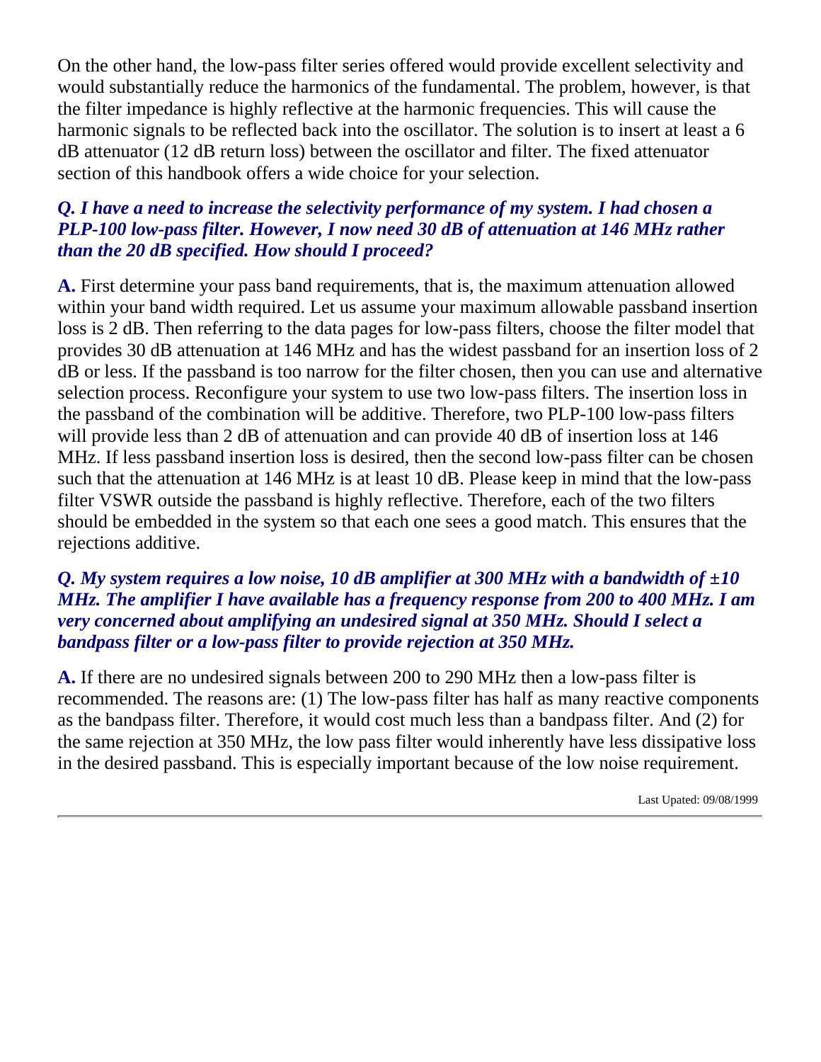On the other hand, the low-pass filter series offered would provide excellent selectivity and would substantially reduce the harmonics of the fundamental. The problem, however, is that the filter impedance is highly reflective at the harmonic frequencies. This will cause the harmonic signals to be reflected back into the oscillator. The solution is to insert at least a 6 dB attenuator (12 dB return loss) between the oscillator and filter. The fixed attenuator section of this handbook offers a wide choice for your selection.

***Q. I have a need to increase the selectivity performance of my system. I had chosen a PLP-100 low-pass filter. However, I now need 30 dB of attenuation at 146 MHz rather than the 20 dB specified. How should I proceed?***

**A.** First determine your pass band requirements, that is, the maximum attenuation allowed within your band width required. Let us assume your maximum allowable passband insertion loss is 2 dB. Then referring to the data pages for low-pass filters, choose the filter model that provides 30 dB attenuation at 146 MHz and has the widest passband for an insertion loss of 2 dB or less. If the passband is too narrow for the filter chosen, then you can use and alternative selection process. Reconfigure your system to use two low-pass filters. The insertion loss in the passband of the combination will be additive. Therefore, two PLP-100 low-pass filters will provide less than 2 dB of attenuation and can provide 40 dB of insertion loss at 146 MHz. If less passband insertion loss is desired, then the second low-pass filter can be chosen such that the attenuation at 146 MHz is at least 10 dB. Please keep in mind that the low-pass filter VSWR outside the passband is highly reflective. Therefore, each of the two filters should be embedded in the system so that each one sees a good match. This ensures that the rejections additive.

***Q. My system requires a low noise, 10 dB amplifier at 300 MHz with a bandwidth of ±10 MHz. The amplifier I have available has a frequency response from 200 to 400 MHz. I am very concerned about amplifying an undesired signal at 350 MHz. Should I select a bandpass filter or a low-pass filter to provide rejection at 350 MHz.***

**A.** If there are no undesired signals between 200 to 290 MHz then a low-pass filter is recommended. The reasons are: (1) The low-pass filter has half as many reactive components as the bandpass filter. Therefore, it would cost much less than a bandpass filter. And (2) for the same rejection at 350 MHz, the low pass filter would inherently have less dissipative loss in the desired passband. This is especially important because of the low noise requirement.

Last Upated: 09/08/1999